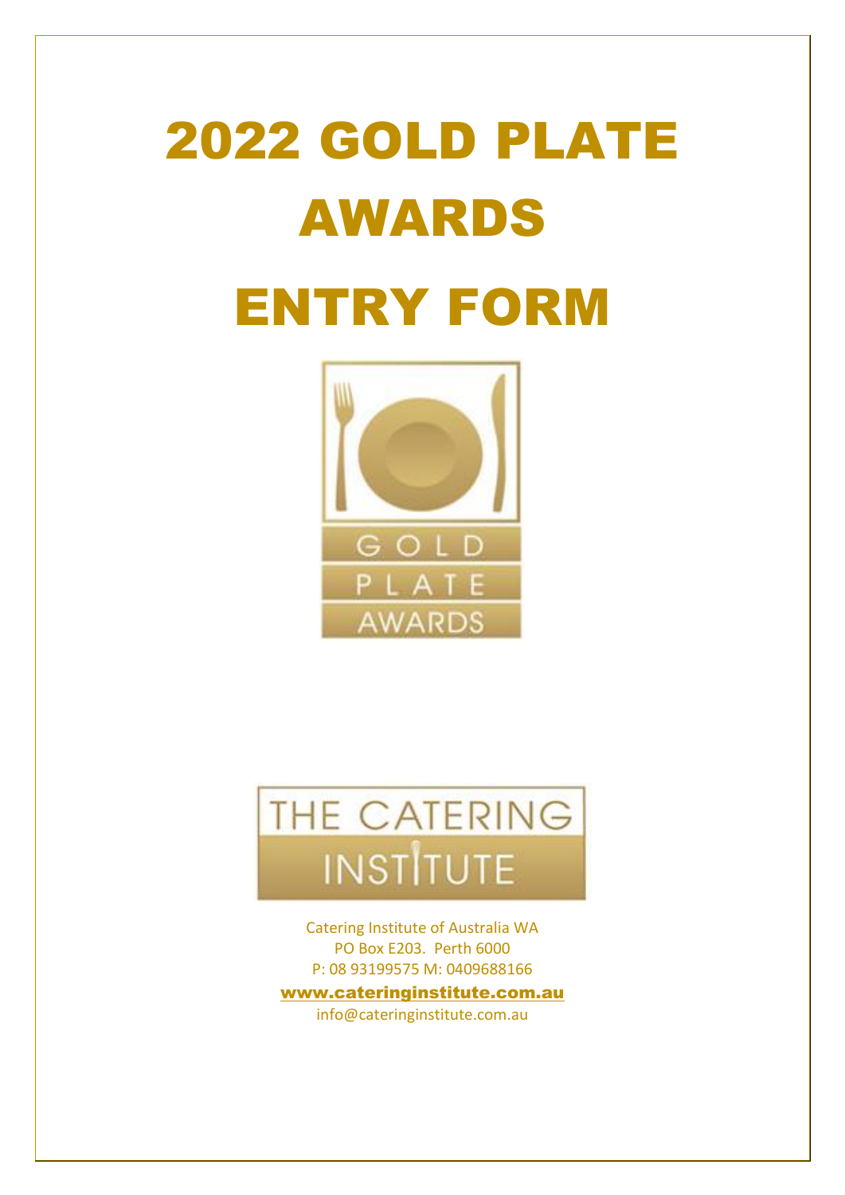# 2022 GOLD PLATE AWARDS

# ENTRY FORM

GOLD
PLATE
AWARDS

THE CATERING
INSTITUTE

Catering Institute of Australia WA
PO Box E203. Perth 6000
P: 08 93199575 M: 0409688166
www.cateringinstitute.com.au
info@cateringinstitute.com.au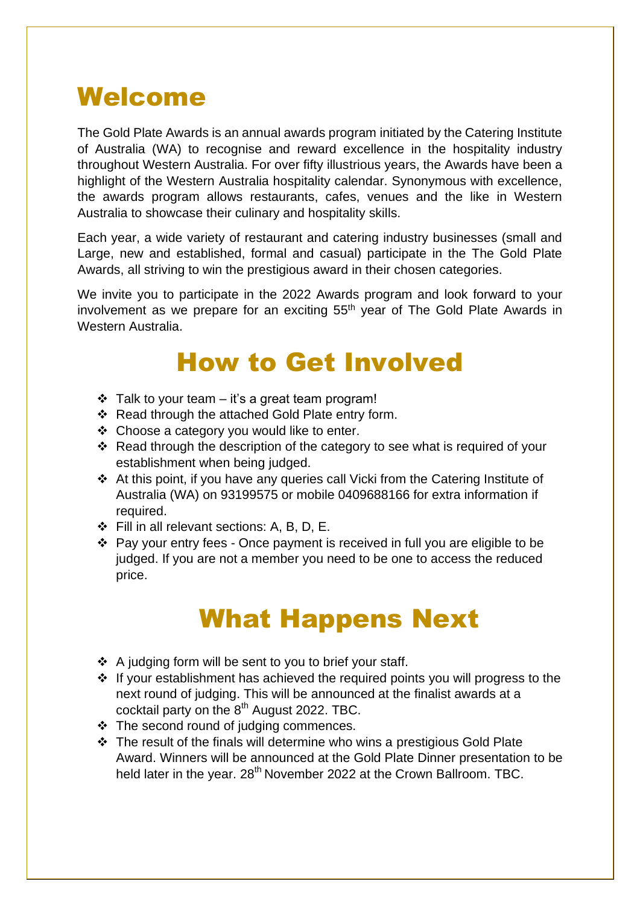# Welcome

The Gold Plate Awards is an annual awards program initiated by the Catering Institute of Australia (WA) to recognise and reward excellence in the hospitality industry throughout Western Australia. For over fifty illustrious years, the Awards have been a highlight of the Western Australia hospitality calendar. Synonymous with excellence, the awards program allows restaurants, cafes, venues and the like in Western Australia to showcase their culinary and hospitality skills.

Each year, a wide variety of restaurant and catering industry businesses (small and Large, new and established, formal and casual) participate in the The Gold Plate Awards, all striving to win the prestigious award in their chosen categories.

We invite you to participate in the 2022 Awards program and look forward to your involvement as we prepare for an exciting 55th year of The Gold Plate Awards in Western Australia.

# How to Get Involved

- Talk to your team – it's a great team program!
- Read through the attached Gold Plate entry form.
- Choose a category you would like to enter.
- Read through the description of the category to see what is required of your establishment when being judged.
- At this point, if you have any queries call Vicki from the Catering Institute of Australia (WA) on 93199575 or mobile 0409688166 for extra information if required.
- Fill in all relevant sections: A, B, D, E.
- Pay your entry fees - Once payment is received in full you are eligible to be judged. If you are not a member you need to be one to access the reduced price.

# What Happens Next

- A judging form will be sent to you to brief your staff.
- If your establishment has achieved the required points you will progress to the next round of judging. This will be announced at the finalist awards at a cocktail party on the 8th August 2022. TBC.
- The second round of judging commences.
- The result of the finals will determine who wins a prestigious Gold Plate Award. Winners will be announced at the Gold Plate Dinner presentation to be held later in the year. 28th November 2022 at the Crown Ballroom. TBC.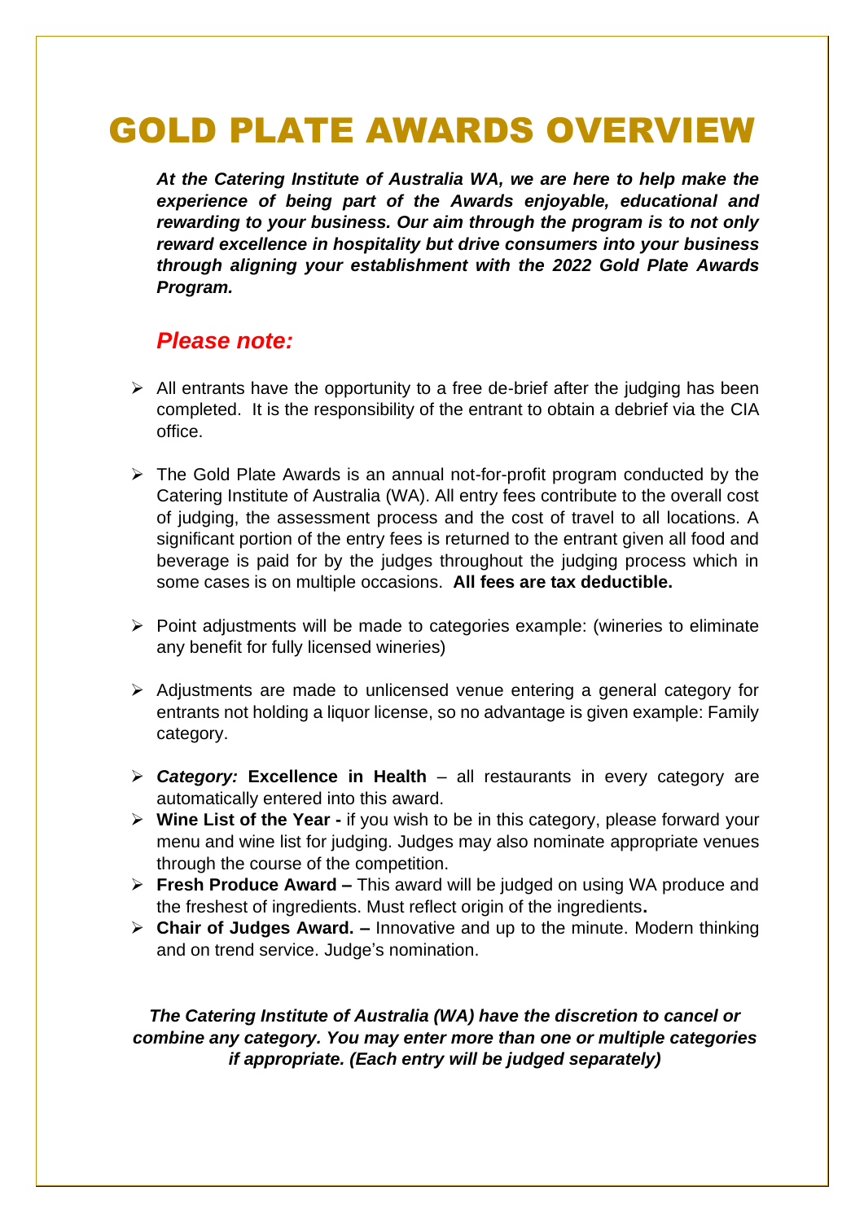# GOLD PLATE AWARDS OVERVIEW

***At the Catering Institute of Australia WA, we are here to help make the experience of being part of the Awards enjoyable, educational and rewarding to your business. Our aim through the program is to not only reward excellence in hospitality but drive consumers into your business through aligning your establishment with the 2022 Gold Plate Awards Program.***

## *Please note:*

- All entrants have the opportunity to a free de-brief after the judging has been completed. It is the responsibility of the entrant to obtain a debrief via the CIA office.
- The Gold Plate Awards is an annual not-for-profit program conducted by the Catering Institute of Australia (WA). All entry fees contribute to the overall cost of judging, the assessment process and the cost of travel to all locations. A significant portion of the entry fees is returned to the entrant given all food and beverage is paid for by the judges throughout the judging process which in some cases is on multiple occasions. **All fees are tax deductible.**
- Point adjustments will be made to categories example: (wineries to eliminate any benefit for fully licensed wineries)
- Adjustments are made to unlicensed venue entering a general category for entrants not holding a liquor license, so no advantage is given example: Family category.
- ***Category:*** **Excellence in Health** – all restaurants in every category are automatically entered into this award.
- **Wine List of the Year -** if you wish to be in this category, please forward your menu and wine list for judging. Judges may also nominate appropriate venues through the course of the competition.
- **Fresh Produce Award –** This award will be judged on using WA produce and the freshest of ingredients. Must reflect origin of the ingredients**.**
- **Chair of Judges Award. –** Innovative and up to the minute. Modern thinking and on trend service. Judge's nomination.

***The Catering Institute of Australia (WA) have the discretion to cancel or combine any category. You may enter more than one or multiple categories if appropriate. (Each entry will be judged separately)***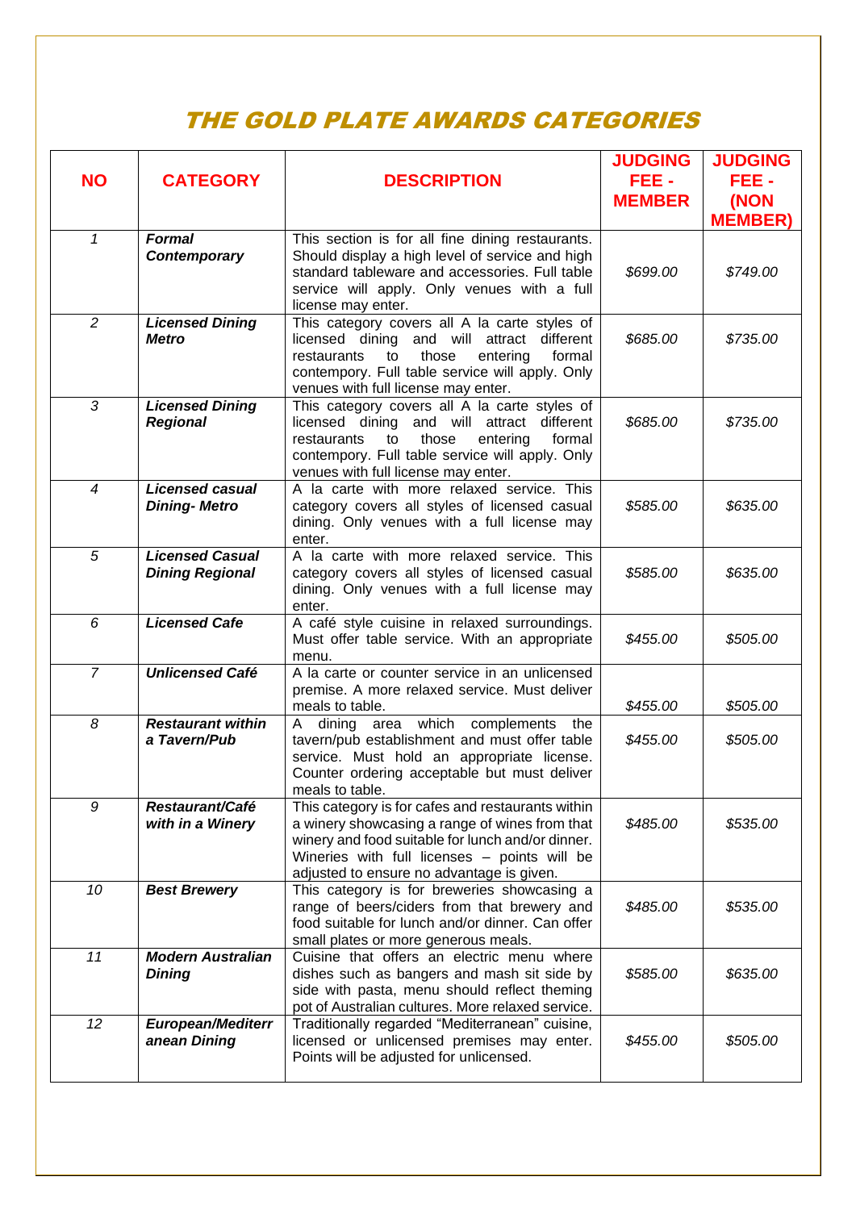# *THE GOLD PLATE AWARDS CATEGORIES*

| NO | CATEGORY | DESCRIPTION | JUDGING FEE - MEMBER | JUDGING FEE - (NON MEMBER) |
|---|---|---|---|---|
| *1* | ***Formal Contemporary*** | This section is for all fine dining restaurants. Should display a high level of service and high standard tableware and accessories. Full table service will apply. Only venues with a full license may enter. | *$699.00* | *$749.00* |
| *2* | ***Licensed Dining Metro*** | This category covers all A la carte styles of licensed dining and will attract different restaurants to those entering formal contempory. Full table service will apply. Only venues with full license may enter. | *$685.00* | *$735.00* |
| *3* | ***Licensed Dining Regional*** | This category covers all A la carte styles of licensed dining and will attract different restaurants to those entering formal contempory. Full table service will apply. Only venues with full license may enter. | *$685.00* | *$735.00* |
| *4* | ***Licensed casual Dining- Metro*** | A la carte with more relaxed service. This category covers all styles of licensed casual dining. Only venues with a full license may enter. | *$585.00* | *$635.00* |
| *5* | ***Licensed Casual Dining Regional*** | A la carte with more relaxed service. This category covers all styles of licensed casual dining. Only venues with a full license may enter. | *$585.00* | *$635.00* |
| *6* | ***Licensed Cafe*** | A café style cuisine in relaxed surroundings. Must offer table service. With an appropriate menu. | *$455.00* | *$505.00* |
| *7* | ***Unlicensed Café*** | A la carte or counter service in an unlicensed premise. A more relaxed service. Must deliver meals to table. | *$455.00* | *$505.00* |
| *8* | ***Restaurant within a Tavern/Pub*** | A dining area which complements the tavern/pub establishment and must offer table service. Must hold an appropriate license. Counter ordering acceptable but must deliver meals to table. | *$455.00* | *$505.00* |
| *9* | ***Restaurant/Café with in a Winery*** | This category is for cafes and restaurants within a winery showcasing a range of wines from that winery and food suitable for lunch and/or dinner. Wineries with full licenses – points will be adjusted to ensure no advantage is given. | *$485.00* | *$535.00* |
| *10* | ***Best Brewery*** | This category is for breweries showcasing a range of beers/ciders from that brewery and food suitable for lunch and/or dinner. Can offer small plates or more generous meals. | *$485.00* | *$535.00* |
| *11* | ***Modern Australian Dining*** | Cuisine that offers an electric menu where dishes such as bangers and mash sit side by side with pasta, menu should reflect theming pot of Australian cultures. More relaxed service. | *$585.00* | *$635.00* |
| *12* | ***European/Mediterranean Dining*** | Traditionally regarded "Mediterranean" cuisine, licensed or unlicensed premises may enter. Points will be adjusted for unlicensed. | *$455.00* | *$505.00* |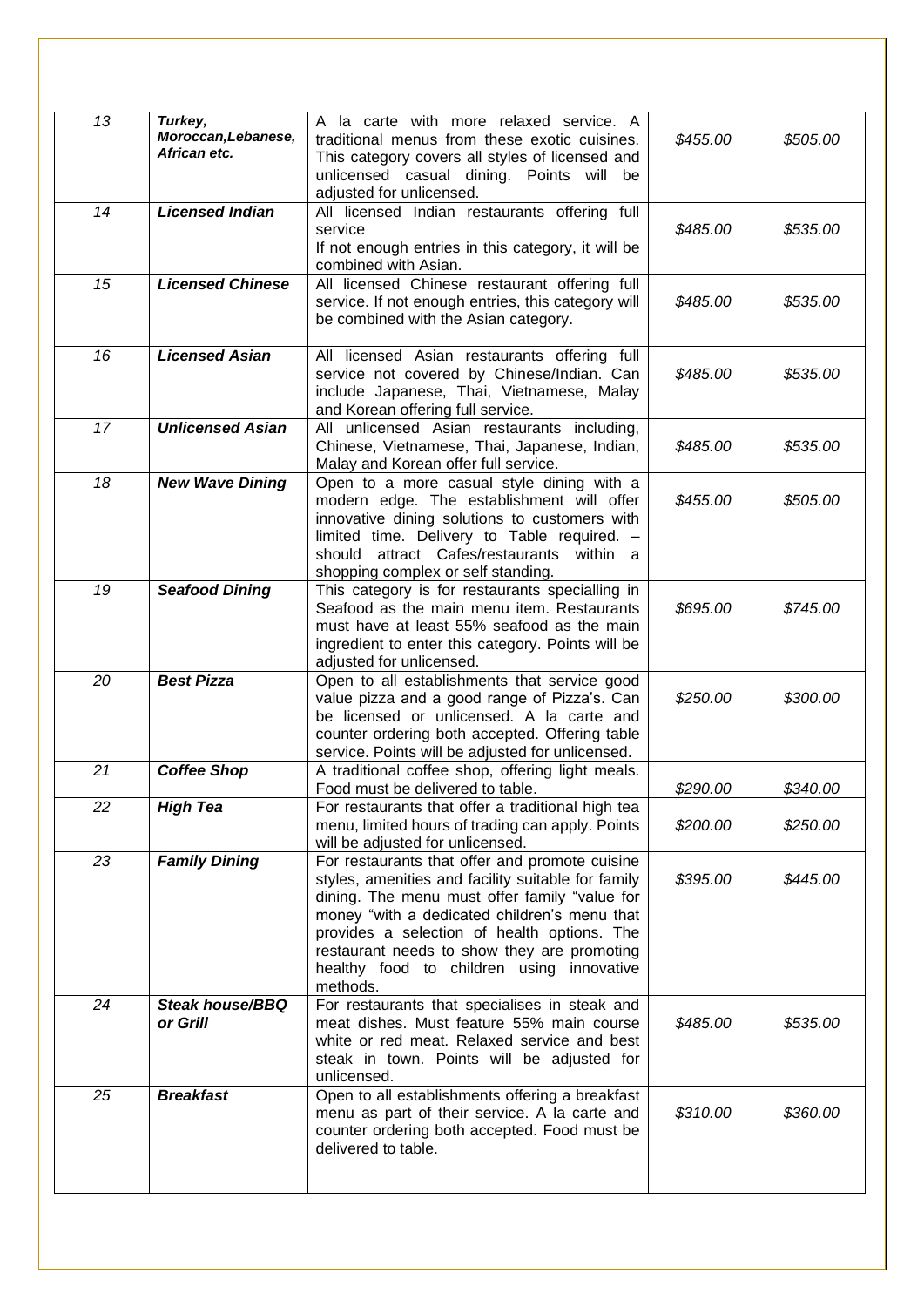| *13* | ***Turkey, Moroccan,Lebanese, African etc.*** | A la carte with more relaxed service. A traditional menus from these exotic cuisines. This category covers all styles of licensed and unlicensed casual dining. Points will be adjusted for unlicensed. | *$455.00* | *$505.00* |
|---|---|---|---|---|
| *14* | ***Licensed Indian*** | All licensed Indian restaurants offering full service<br>If not enough entries in this category, it will be combined with Asian. | *$485.00* | *$535.00* |
| *15* | ***Licensed Chinese*** | All licensed Chinese restaurant offering full service. If not enough entries, this category will be combined with the Asian category. | *$485.00* | *$535.00* |
| *16* | ***Licensed Asian*** | All licensed Asian restaurants offering full service not covered by Chinese/Indian. Can include Japanese, Thai, Vietnamese, Malay and Korean offering full service. | *$485.00* | *$535.00* |
| *17* | ***Unlicensed Asian*** | All unlicensed Asian restaurants including, Chinese, Vietnamese, Thai, Japanese, Indian, Malay and Korean offer full service. | *$485.00* | *$535.00* |
| *18* | ***New Wave Dining*** | Open to a more casual style dining with a modern edge. The establishment will offer innovative dining solutions to customers with limited time. Delivery to Table required. – should attract Cafes/restaurants within a shopping complex or self standing. | *$455.00* | *$505.00* |
| *19* | ***Seafood Dining*** | This category is for restaurants specialling in Seafood as the main menu item. Restaurants must have at least 55% seafood as the main ingredient to enter this category. Points will be adjusted for unlicensed. | *$695.00* | *$745.00* |
| *20* | ***Best Pizza*** | Open to all establishments that service good value pizza and a good range of Pizza's. Can be licensed or unlicensed. A la carte and counter ordering both accepted. Offering table service. Points will be adjusted for unlicensed. | *$250.00* | *$300.00* |
| *21* | ***Coffee Shop*** | A traditional coffee shop, offering light meals. Food must be delivered to table. | *$290.00* | *$340.00* |
| *22* | ***High Tea*** | For restaurants that offer a traditional high tea menu, limited hours of trading can apply. Points will be adjusted for unlicensed. | *$200.00* | *$250.00* |
| *23* | ***Family Dining*** | For restaurants that offer and promote cuisine styles, amenities and facility suitable for family dining. The menu must offer family "value for money "with a dedicated children's menu that provides a selection of health options. The restaurant needs to show they are promoting healthy food to children using innovative methods. | *$395.00* | *$445.00* |
| *24* | ***Steak house/BBQ or Grill*** | For restaurants that specialises in steak and meat dishes. Must feature 55% main course white or red meat. Relaxed service and best steak in town. Points will be adjusted for unlicensed. | *$485.00* | *$535.00* |
| *25* | ***Breakfast*** | Open to all establishments offering a breakfast menu as part of their service. A la carte and counter ordering both accepted. Food must be delivered to table. | *$310.00* | *$360.00* |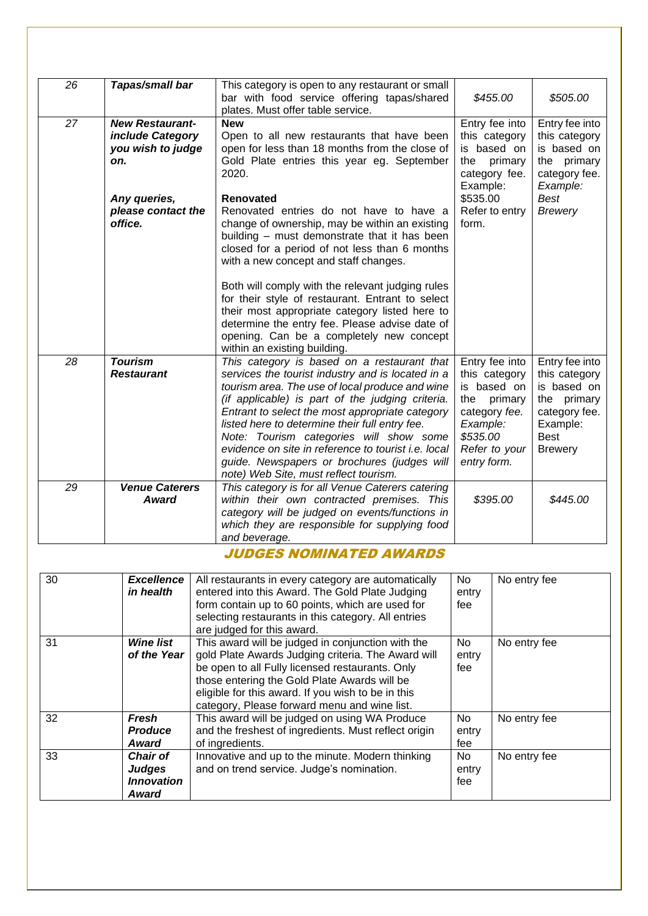| 26 | *Tapas/small bar* | This category is open to any restaurant or small bar with food service offering tapas/shared plates. Must offer table service. | *$455.00* | *$505.00* |
|---|---|---|---|---|
| 27 | ***New Restaurant- include Category you wish to judge on.*** <br><br> ***Any queries, please contact the office.*** | **New** <br> Open to all new restaurants that have been open for less than 18 months from the close of Gold Plate entries this year eg. September 2020. <br><br> **Renovated** <br> Renovated entries do not have to have a change of ownership, may be within an existing building – must demonstrate that it has been closed for a period of not less than 6 months with a new concept and staff changes. <br><br> Both will comply with the relevant judging rules for their style of restaurant. Entrant to select their most appropriate category listed here to determine the entry fee. Please advise date of opening. Can be a completely new concept within an existing building. | Entry fee into this category is based on the primary category fee. Example: $535.00 Refer to entry form. | Entry fee into this category is based on the primary category fee. *Example: Best Brewery* |
| 28 | ***Tourism Restaurant*** | *This category is based on a restaurant that services the tourist industry and is located in a tourism area. The use of local produce and wine (if applicable) is part of the judging criteria. Entrant to select the most appropriate category listed here to determine their full entry fee. Note: Tourism categories will show some evidence on site in reference to tourist i.e. local guide. Newspapers or brochures (judges will note) Web Site, must reflect tourism.* | Entry fee into this category is based on the primary *category fee. Example: $535.00 Refer to your entry form.* | Entry fee into this category is based on the primary category fee. Example: Best Brewery |
| 29 | ***Venue Caterers Award*** | *This category is for all Venue Caterers catering within their own contracted premises. This category will be judged on events/functions in which they are responsible for supplying food and beverage.* | *$395.00* | *$445.00* |

## JUDGES NOMINATED AWARDS

| 30 | ***Excellence in health*** | All restaurants in every category are automatically entered into this Award. The Gold Plate Judging form contain up to 60 points, which are used for selecting restaurants in this category. All entries are judged for this award. | No entry fee | No entry fee |
|---|---|---|---|---|
| 31 | ***Wine list of the Year*** | This award will be judged in conjunction with the gold Plate Awards Judging criteria. The Award will be open to all Fully licensed restaurants. Only those entering the Gold Plate Awards will be eligible for this award. If you wish to be in this category, Please forward menu and wine list. | No entry fee | No entry fee |
| 32 | ***Fresh Produce Award*** | This award will be judged on using WA Produce and the freshest of ingredients. Must reflect origin of ingredients. | No entry fee | No entry fee |
| 33 | ***Chair of Judges Innovation Award*** | Innovative and up to the minute. Modern thinking and on trend service. Judge's nomination. | No entry fee | No entry fee |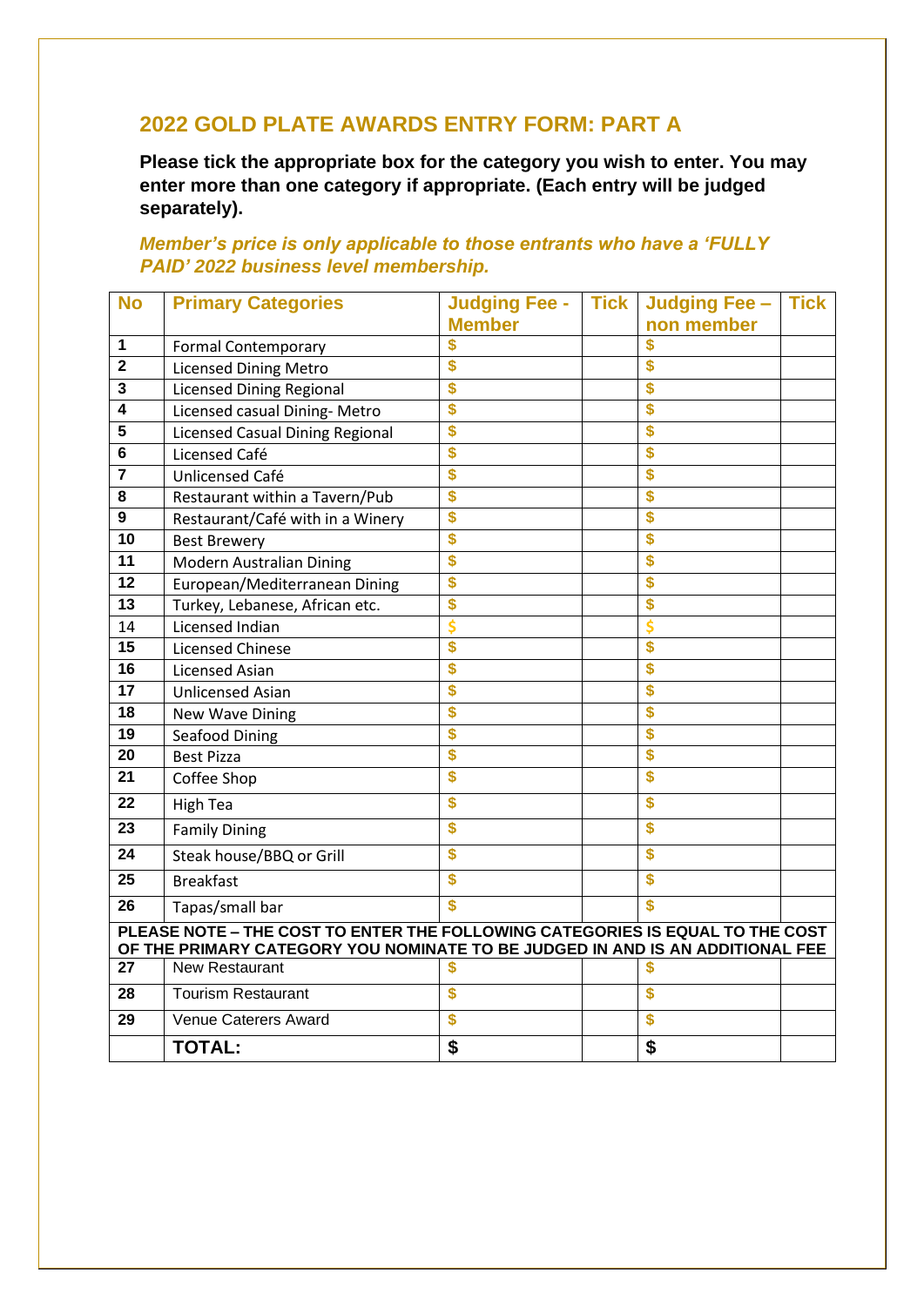## 2022 GOLD PLATE AWARDS ENTRY FORM: PART A

**Please tick the appropriate box for the category you wish to enter. You may enter more than one category if appropriate. (Each entry will be judged separately).**

***Member's price is only applicable to those entrants who have a 'FULLY PAID' 2022 business level membership.***

| No | Primary Categories | Judging Fee - Member | Tick | Judging Fee – non member | Tick |
|---|---|---|---|---|---|
| 1 | Formal Contemporary | $ | | $ | |
| 2 | Licensed Dining Metro | $ | | $ | |
| 3 | Licensed Dining Regional | $ | | $ | |
| 4 | Licensed casual Dining- Metro | $ | | $ | |
| 5 | Licensed Casual Dining Regional | $ | | $ | |
| 6 | Licensed Café | $ | | $ | |
| 7 | Unlicensed Café | $ | | $ | |
| 8 | Restaurant within a Tavern/Pub | $ | | $ | |
| 9 | Restaurant/Café with in a Winery | $ | | $ | |
| 10 | Best Brewery | $ | | $ | |
| 11 | Modern Australian Dining | $ | | $ | |
| 12 | European/Mediterranean Dining | $ | | $ | |
| 13 | Turkey, Lebanese, African etc. | $ | | $ | |
| 14 | Licensed Indian | $ | | $ | |
| 15 | Licensed Chinese | $ | | $ | |
| 16 | Licensed Asian | $ | | $ | |
| 17 | Unlicensed Asian | $ | | $ | |
| 18 | New Wave Dining | $ | | $ | |
| 19 | Seafood Dining | $ | | $ | |
| 20 | Best Pizza | $ | | $ | |
| 21 | Coffee Shop | $ | | $ | |
| 22 | High Tea | $ | | $ | |
| 23 | Family Dining | $ | | $ | |
| 24 | Steak house/BBQ or Grill | $ | | $ | |
| 25 | Breakfast | $ | | $ | |
| 26 | Tapas/small bar | $ | | $ | |
| **PLEASE NOTE – THE COST TO ENTER THE FOLLOWING CATEGORIES IS EQUAL TO THE COST OF THE PRIMARY CATEGORY YOU NOMINATE TO BE JUDGED IN AND IS AN ADDITIONAL FEE** | | | | | |
| 27 | New Restaurant | $ | | $ | |
| 28 | Tourism Restaurant | $ | | $ | |
| 29 | Venue Caterers Award | $ | | $ | |
| | **TOTAL:** | **$** | | **$** | |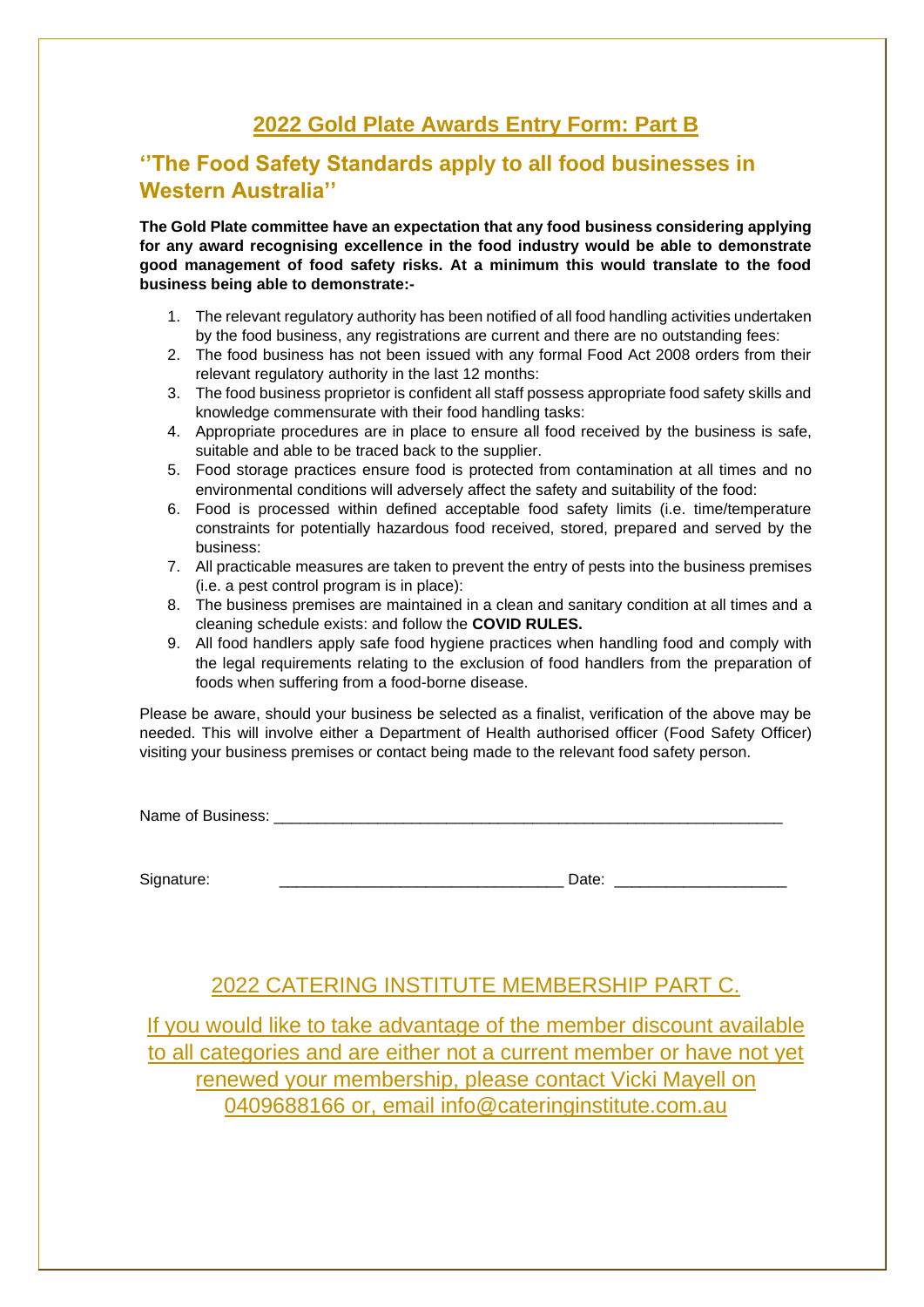## 2022 Gold Plate Awards Entry Form: Part B

### ''The Food Safety Standards apply to all food businesses in Western Australia''

**The Gold Plate committee have an expectation that any food business considering applying for any award recognising excellence in the food industry would be able to demonstrate good management of food safety risks. At a minimum this would translate to the food business being able to demonstrate:-**

1. The relevant regulatory authority has been notified of all food handling activities undertaken by the food business, any registrations are current and there are no outstanding fees:
2. The food business has not been issued with any formal Food Act 2008 orders from their relevant regulatory authority in the last 12 months:
3. The food business proprietor is confident all staff possess appropriate food safety skills and knowledge commensurate with their food handling tasks:
4. Appropriate procedures are in place to ensure all food received by the business is safe, suitable and able to be traced back to the supplier.
5. Food storage practices ensure food is protected from contamination at all times and no environmental conditions will adversely affect the safety and suitability of the food:
6. Food is processed within defined acceptable food safety limits (i.e. time/temperature constraints for potentially hazardous food received, stored, prepared and served by the business:
7. All practicable measures are taken to prevent the entry of pests into the business premises (i.e. a pest control program is in place):
8. The business premises are maintained in a clean and sanitary condition at all times and a cleaning schedule exists: and follow the **COVID RULES.**
9. All food handlers apply safe food hygiene practices when handling food and comply with the legal requirements relating to the exclusion of food handlers from the preparation of foods when suffering from a food-borne disease.

Please be aware, should your business be selected as a finalist, verification of the above may be needed. This will involve either a Department of Health authorised officer (Food Safety Officer) visiting your business premises or contact being made to the relevant food safety person.

Name of Business: ____________________________________________________________

Signature: ________________________________ Date: ___________________

## 2022 CATERING INSTITUTE MEMBERSHIP PART C.

If you would like to take advantage of the member discount available to all categories and are either not a current member or have not yet renewed your membership, please contact Vicki Mayell on 0409688166 or, email info@cateringinstitute.com.au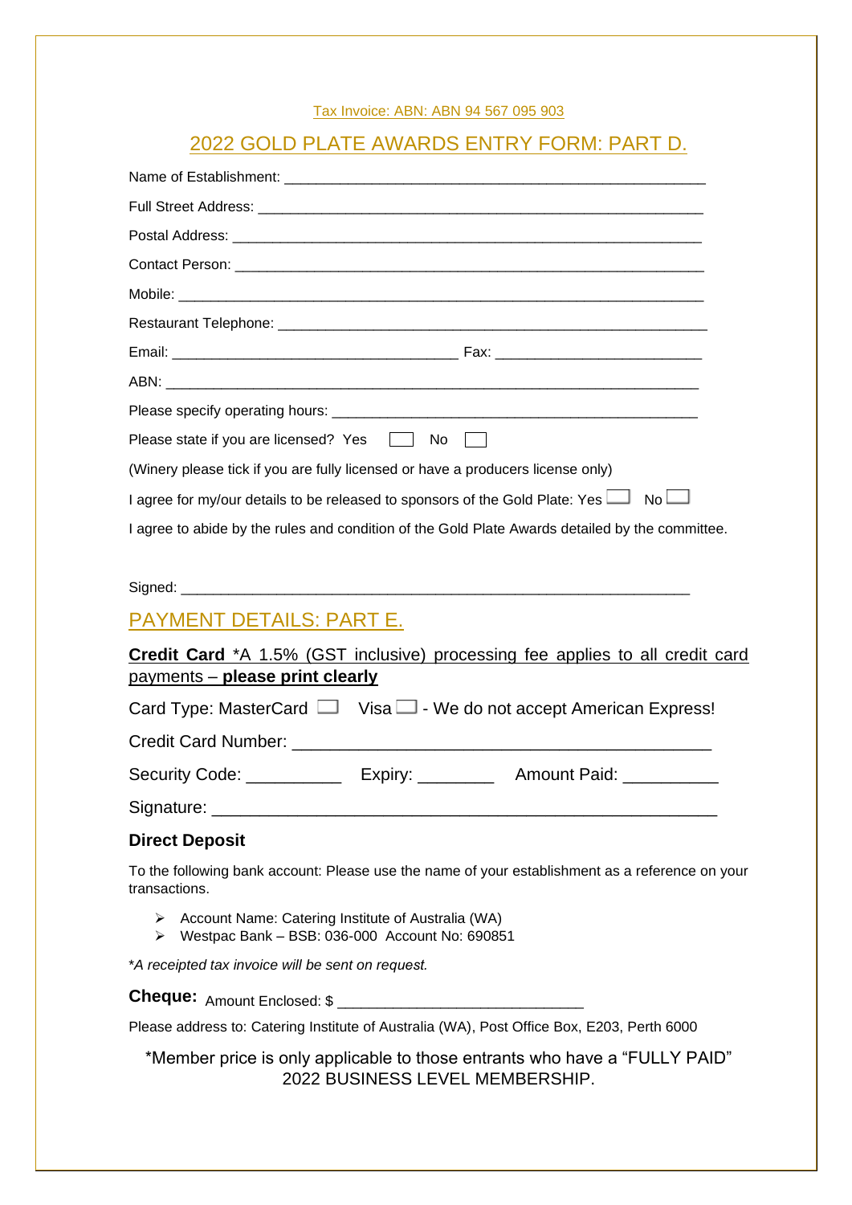Tax Invoice: ABN: ABN 94 567 095 903

## 2022 GOLD PLATE AWARDS ENTRY FORM: PART D.

Name of Establishment: ___________________________________________________

Full Street Address: _____________________________________________________

Postal Address: ________________________________________________________

Contact Person: ________________________________________________________

Mobile: _______________________________________________________________

Restaurant Telephone: ___________________________________________________

Email: __________________________________ Fax: _________________________

ABN: _________________________________________________________________

Please specify operating hours: ____________________________________________

Please state if you are licensed? Yes ☐ No ☐

(Winery please tick if you are fully licensed or have a producers license only)

I agree for my/our details to be released to sponsors of the Gold Plate: Yes ☐ No ☐

I agree to abide by the rules and condition of the Gold Plate Awards detailed by the committee.

Signed: _______________________________________________________________

## PAYMENT DETAILS: PART E.

**Credit Card** *A 1.5% (GST inclusive) processing fee applies to all credit card payments – **please print clearly**

Card Type: MasterCard ☐ Visa ☐ - We do not accept American Express!

Credit Card Number: ___________________________________________

Security Code: __________ Expiry: ________ Amount Paid: __________

Signature: _____________________________________________________

**Direct Deposit**

To the following bank account: Please use the name of your establishment as a reference on your transactions.

- Account Name: Catering Institute of Australia (WA)
- Westpac Bank – BSB: 036-000 Account No: 690851

*\*A receipted tax invoice will be sent on request.*

**Cheque:** Amount Enclosed: $ ____________________________

Please address to: Catering Institute of Australia (WA), Post Office Box, E203, Perth 6000

*Member price is only applicable to those entrants who have a "FULLY PAID" 2022 BUSINESS LEVEL MEMBERSHIP.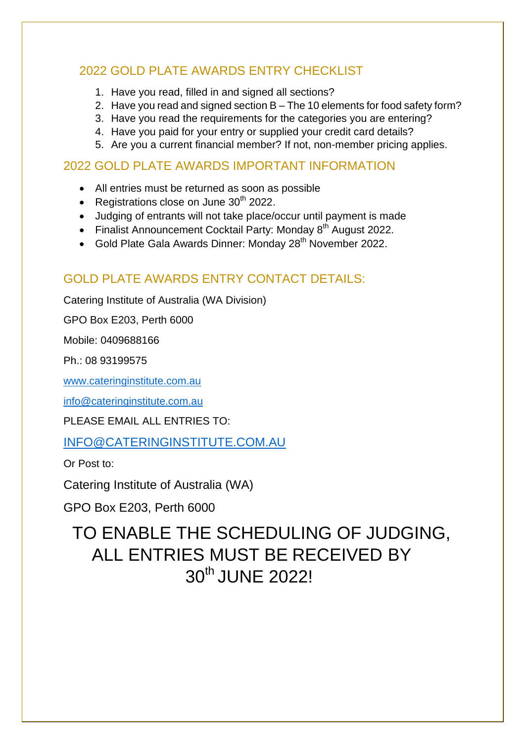## 2022 GOLD PLATE AWARDS ENTRY CHECKLIST

1. Have you read, filled in and signed all sections?
2. Have you read and signed section B – The 10 elements for food safety form?
3. Have you read the requirements for the categories you are entering?
4. Have you paid for your entry or supplied your credit card details?
5. Are you a current financial member? If not, non-member pricing applies.

## 2022 GOLD PLATE AWARDS IMPORTANT INFORMATION

- All entries must be returned as soon as possible
- Registrations close on June 30th 2022.
- Judging of entrants will not take place/occur until payment is made
- Finalist Announcement Cocktail Party: Monday 8th August 2022.
- Gold Plate Gala Awards Dinner: Monday 28th November 2022.

## GOLD PLATE AWARDS ENTRY CONTACT DETAILS:

Catering Institute of Australia (WA Division)

GPO Box E203, Perth 6000

Mobile: 0409688166

Ph.: 08 93199575

www.cateringinstitute.com.au

info@cateringinstitute.com.au

PLEASE EMAIL ALL ENTRIES TO:

INFO@CATERINGINSTITUTE.COM.AU

Or Post to:

Catering Institute of Australia (WA)

GPO Box E203, Perth 6000

# TO ENABLE THE SCHEDULING OF JUDGING, ALL ENTRIES MUST BE RECEIVED BY 30th JUNE 2022!